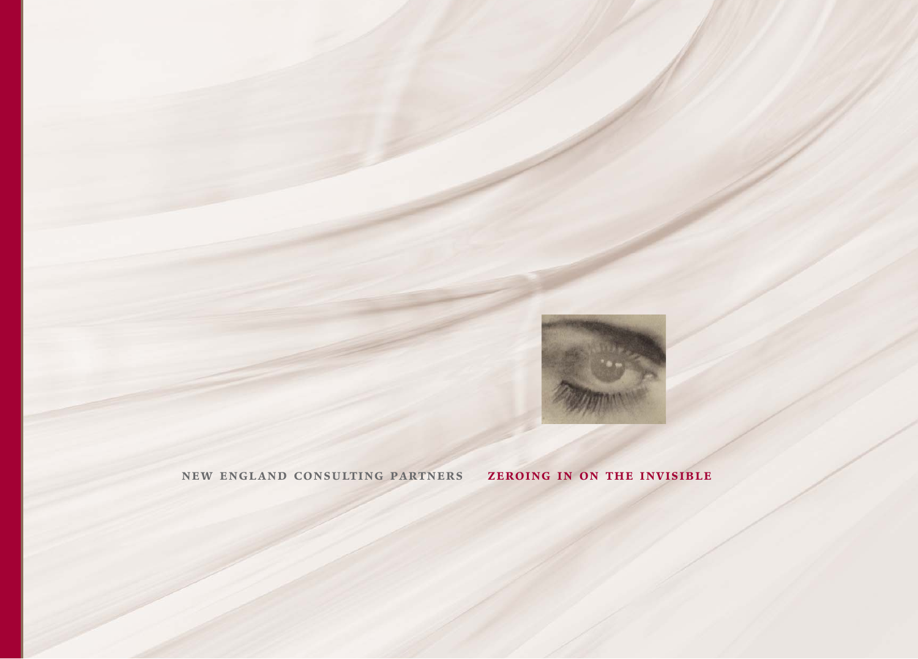NEW ENGLAND CONSULTING PARTNERS ZEROING IN ON THE INVISIBLE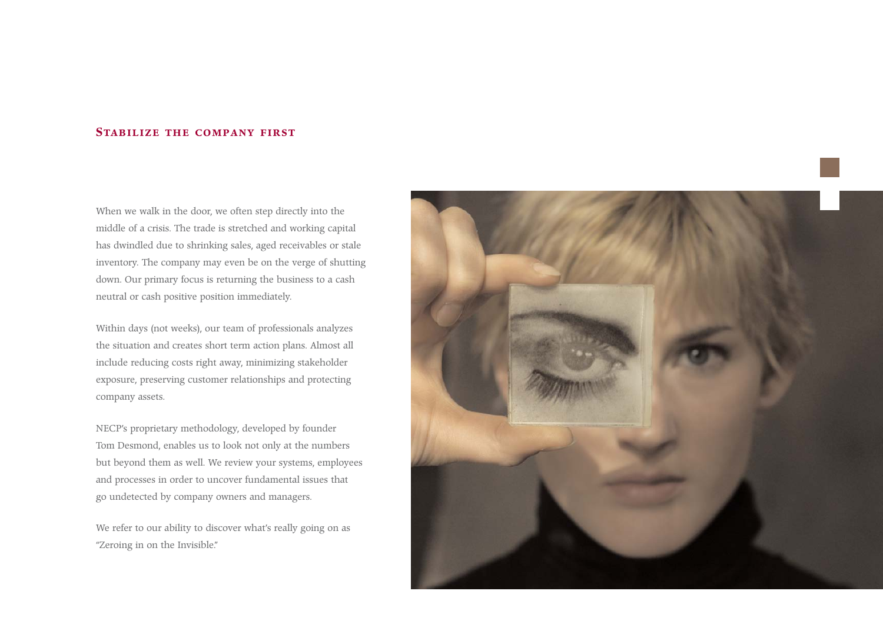## Stabilize the company first

When we walk in the door, we often step directly into the middle of a crisis. The trade is stretched and working capital has dwindled due to shrinking sales, aged receivables or stale inventory. The company may even be on the verge of shutting down. Our primary focus is returning the business to a cash neutral or cash positive position immediately.

Within days (not weeks), our team of professionals analyzes the situation and creates short term action plans. Almost all include reducing costs right away, minimizing stakeholder exposure, preserving customer relationships and protecting company assets.

NECP's proprietary methodology, developed by founder Tom Desmond, enables us to look not only at the numbers but beyond them as well. We review your systems, employees and processes in order to uncover fundamental issues that go undetected by company owners and managers.

We refer to our ability to discover what's really going on as "Zeroing in on the Invisible."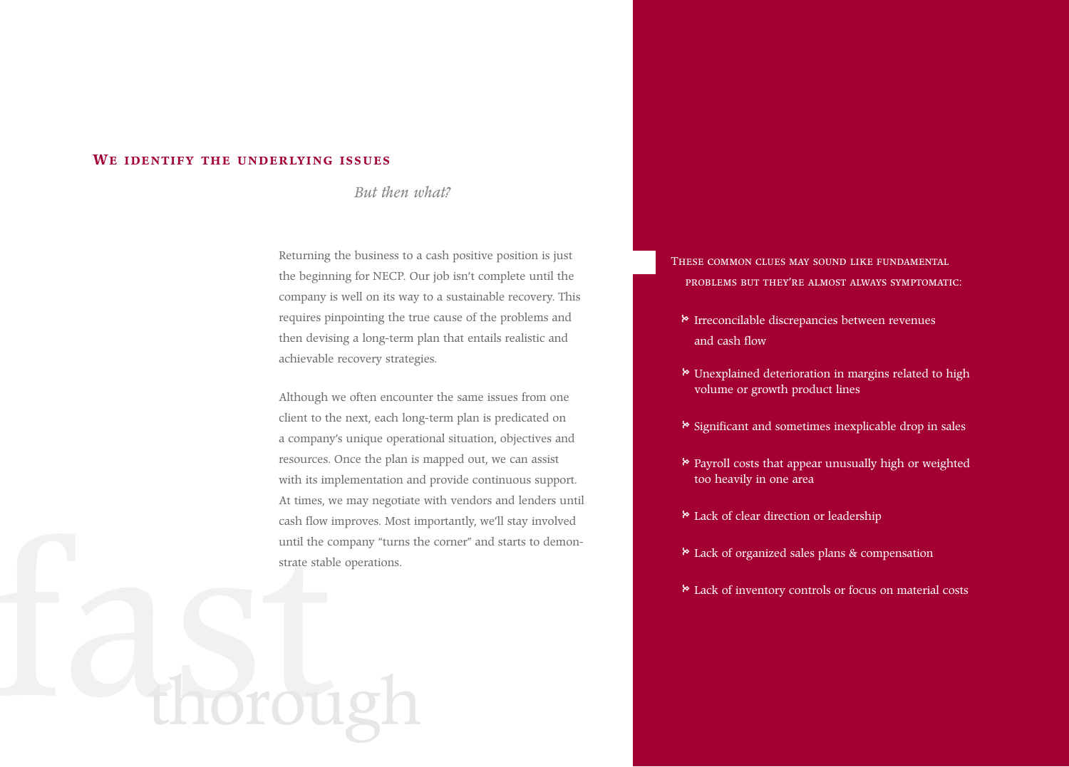## We identify the underlying issues

*But then what?*

Returning the business to a cash positive position is just the beginning for NECP. Our job isn't complete until the company is well on its way to a sustainable recovery. This requires pinpointing the true cause of the problems and then devising a long-term plan that entails realistic and achievable recovery strategies.

Although we often encounter the same issues from one client to the next, each long-term plan is predicated on a company's unique operational situation, objectives and resources. Once the plan is mapped out, we can assist with its implementation and provide continuous support. At times, we may negotiate with vendors and lenders until cash flow improves. Most importantly, we'll stay involved until the company "turns the corner" and starts to demonstrate stable operations.

fast thorough

These common clues may sound like fundamental problems but they're almost always symptomatic:

- Irreconcilable discrepancies between revenues and cash flow
- Unexplained deterioration in margins related to high volume or growth product lines
- Significant and sometimes inexplicable drop in sales
- Payroll costs that appear unusually high or weighted too heavily in one area
- Lack of clear direction or leadership
- Lack of organized sales plans & compensation
- Lack of inventory controls or focus on material costs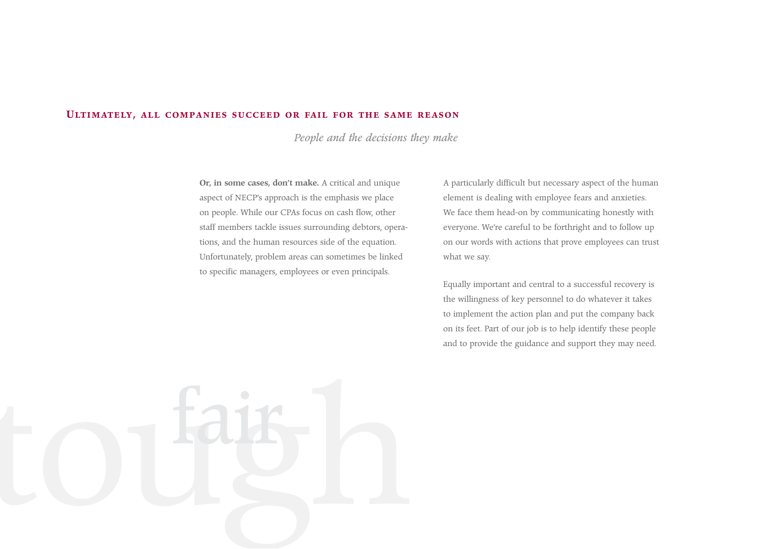## Ultimately, all companies succeed or fail for the same reason

*People and the decisions they make*

**Or, in some cases, don't make.** A critical and unique aspect of NECP's approach is the emphasis we place on people. While our CPAs focus on cash flow, other staff members tackle issues surrounding debtors, operations, and the human resources side of the equation. Unfortunately, problem areas can sometimes be linked to specific managers, employees or even principals.

A particularly difficult but necessary aspect of the human element is dealing with employee fears and anxieties. We face them head-on by communicating honestly with everyone. We're careful to be forthright and to follow up on our words with actions that prove employees can trust what we say.

Equally important and central to a successful recovery is the willingness of key personnel to do whatever it takes to implement the action plan and put the company back on its feet. Part of our job is to help identify these people and to provide the guidance and support they may need.

fair

tough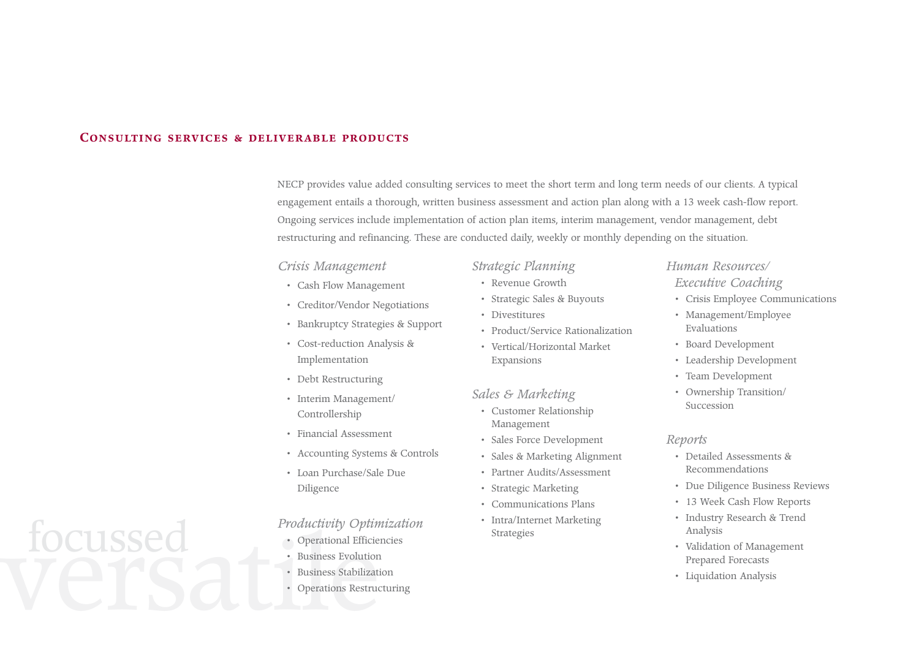## Consulting services & deliverable products

NECP provides value added consulting services to meet the short term and long term needs of our clients. A typical engagement entails a thorough, written business assessment and action plan along with a 13 week cash-flow report. Ongoing services include implementation of action plan items, interim management, vendor management, debt restructuring and refinancing. These are conducted daily, weekly or monthly depending on the situation.

### *Crisis Management*

- Cash Flow Management
- Creditor/Vendor Negotiations
- Bankruptcy Strategies & Support
- Cost-reduction Analysis & Implementation
- Debt Restructuring
- Interim Management/ Controllership
- Financial Assessment
- Accounting Systems & Controls
- Loan Purchase/Sale Due Diligence

### *Productivity Optimization*

- Operational Efficiencies
- Business Evolution
- Business Stabilization
- Operations Restructuring

### *Strategic Planning*

- Revenue Growth
- Strategic Sales & Buyouts
- Divestitures
- Product/Service Rationalization
- Vertical/Horizontal Market Expansions

### *Sales & Marketing*

- Customer Relationship Management
- Sales Force Development
- Sales & Marketing Alignment
- Partner Audits/Assessment
- Strategic Marketing
- Communications Plans
- Intra/Internet Marketing Strategies

### *Human Resources/ Executive Coaching*

- Crisis Employee Communications
- Management/Employee Evaluations
- Board Development
- Leadership Development
- Team Development
- Ownership Transition/ Succession

### *Reports*

- Detailed Assessments & Recommendations
- Due Diligence Business Reviews
- 13 Week Cash Flow Reports
- Industry Research & Trend Analysis
- Validation of Management Prepared Forecasts
- Liquidation Analysis

focussed versatile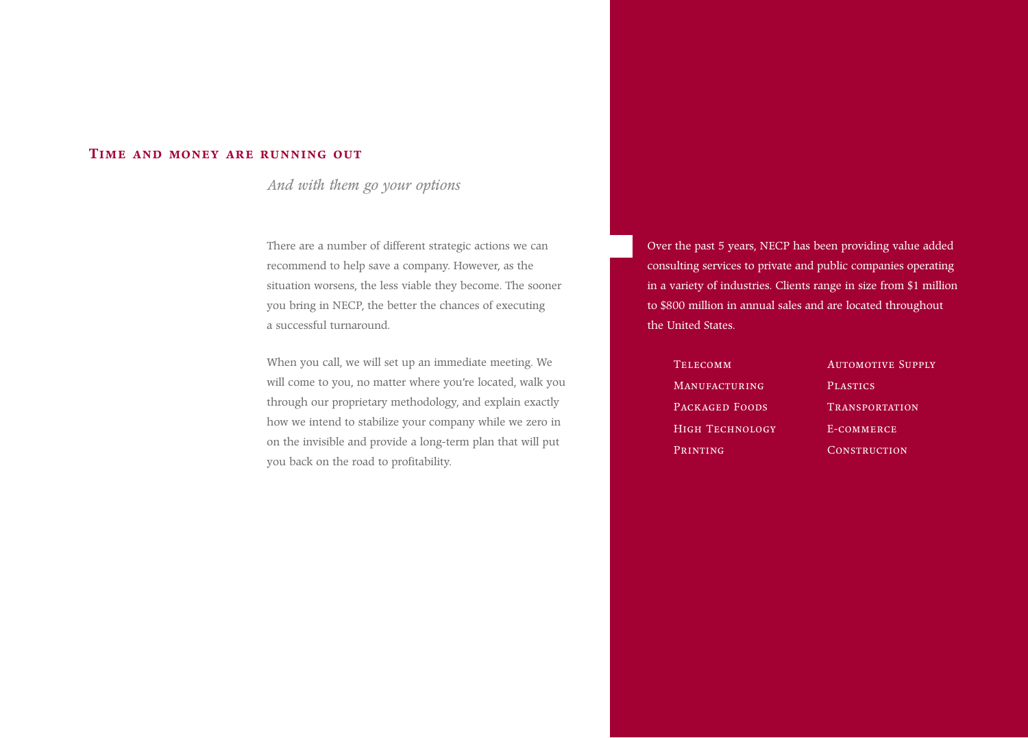## Time and money are running out

*And with them go your options*

There are a number of different strategic actions we can recommend to help save a company. However, as the situation worsens, the less viable they become. The sooner you bring in NECP, the better the chances of executing a successful turnaround.

When you call, we will set up an immediate meeting. We will come to you, no matter where you're located, walk you through our proprietary methodology, and explain exactly how we intend to stabilize your company while we zero in on the invisible and provide a long-term plan that will put you back on the road to profitability.

Over the past 5 years, NECP has been providing value added consulting services to private and public companies operating in a variety of industries. Clients range in size from $1 million to $800 million in annual sales and are located throughout the United States.

- Telecomm
- Manufacturing
- Packaged Foods
- High Technology
- Printing
- Automotive Supply
- Plastics
- Transportation
- E-commerce
- Construction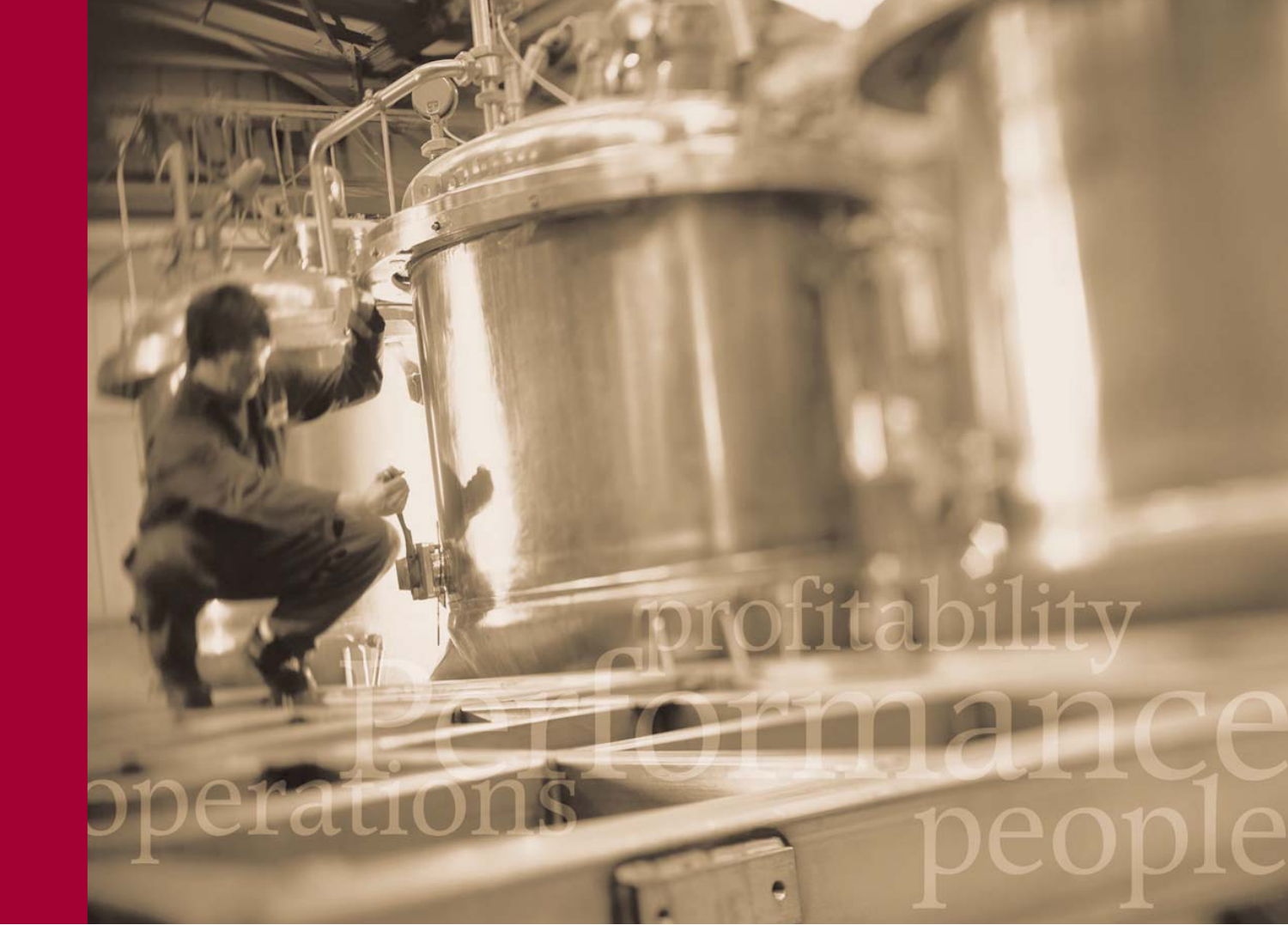profitability

Performance

operations

people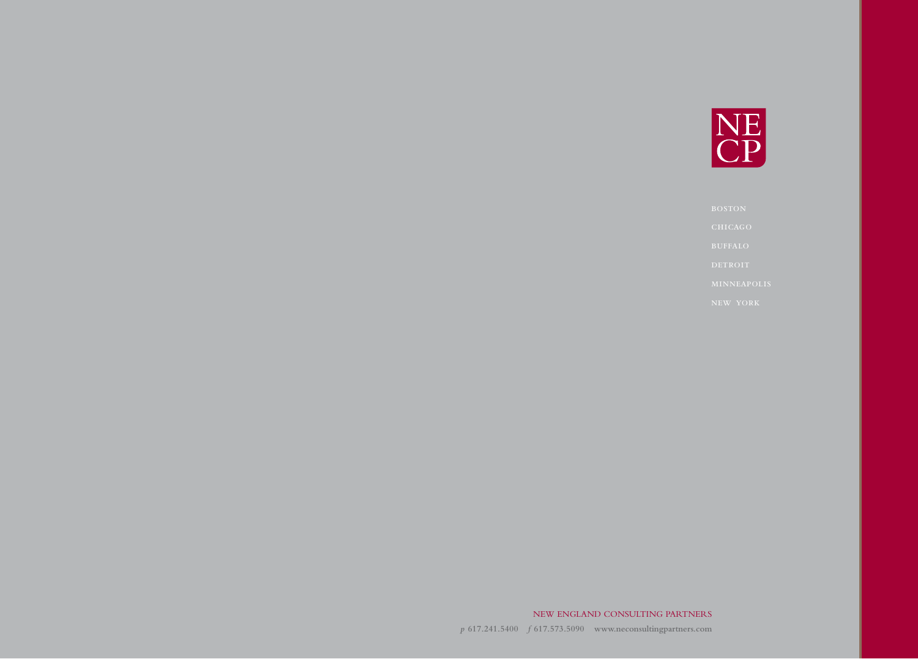NE
CP

BOSTON

CHICAGO

BUFFALO

DETROIT

MINNEAPOLIS

NEW YORK

NEW ENGLAND CONSULTING PARTNERS

*p* 617.241.5400 *f* 617.573.5090 www.neconsultingpartners.com